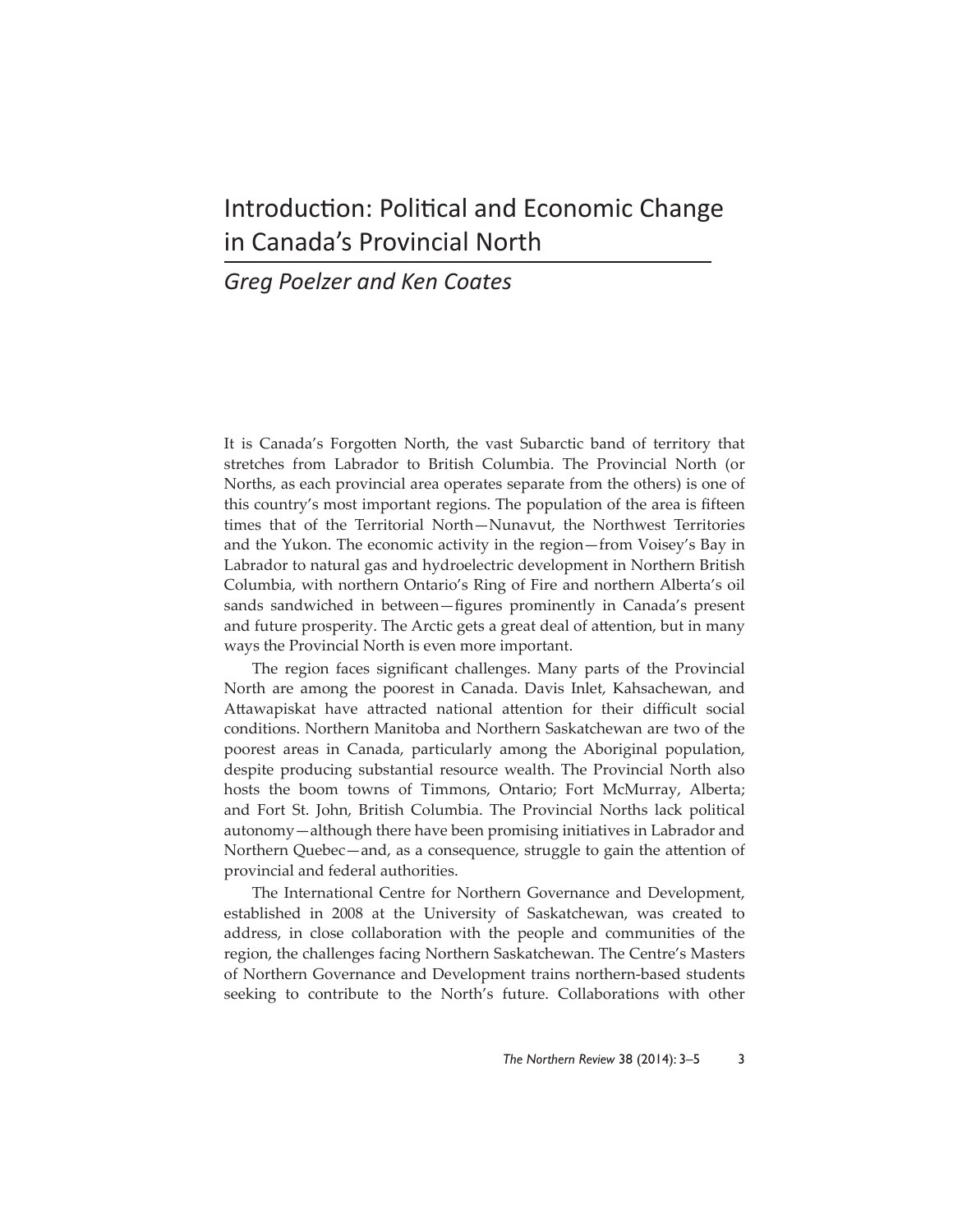# Introduction: Political and Economic Change in Canada's Provincial North

*Greg Poelzer and Ken Coates*

It is Canada's Forgotten North, the vast Subarctic band of territory that stretches from Labrador to British Columbia. The Provincial North (or Norths, as each provincial area operates separate from the others) is one of this country's most important regions. The population of the area is fifteen times that of the Territorial North—Nunavut, the Northwest Territories and the Yukon. The economic activity in the region—from Voisey's Bay in Labrador to natural gas and hydroelectric development in Northern British Columbia, with northern Ontario's Ring of Fire and northern Alberta's oil sands sandwiched in between—figures prominently in Canada's present and future prosperity. The Arctic gets a great deal of attention, but in many ways the Provincial North is even more important.

The region faces significant challenges. Many parts of the Provincial North are among the poorest in Canada. Davis Inlet, Kahsachewan, and Attawapiskat have attracted national attention for their difficult social conditions. Northern Manitoba and Northern Saskatchewan are two of the poorest areas in Canada, particularly among the Aboriginal population, despite producing substantial resource wealth. The Provincial North also hosts the boom towns of Timmons, Ontario; Fort McMurray, Alberta; and Fort St. John, British Columbia. The Provincial Norths lack political autonomy—although there have been promising initiatives in Labrador and Northern Quebec—and, as a consequence, struggle to gain the attention of provincial and federal authorities.

The International Centre for Northern Governance and Development, established in 2008 at the University of Saskatchewan, was created to address, in close collaboration with the people and communities of the region, the challenges facing Northern Saskatchewan. The Centre's Masters of Northern Governance and Development trains northern-based students seeking to contribute to the North's future. Collaborations with other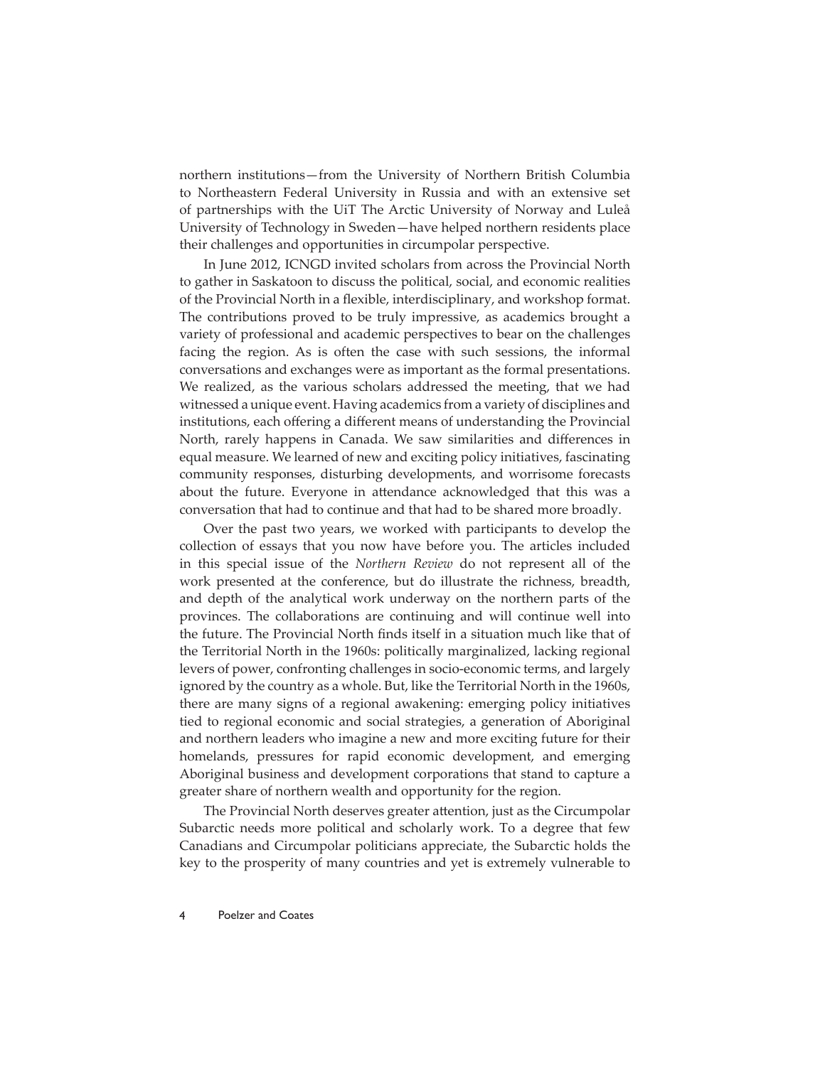northern institutions—from the University of Northern British Columbia to Northeastern Federal University in Russia and with an extensive set of partnerships with the UiT The Arctic University of Norway and Luleå University of Technology in Sweden—have helped northern residents place their challenges and opportunities in circumpolar perspective.

In June 2012, ICNGD invited scholars from across the Provincial North to gather in Saskatoon to discuss the political, social, and economic realities of the Provincial North in a flexible, interdisciplinary, and workshop format. The contributions proved to be truly impressive, as academics brought a variety of professional and academic perspectives to bear on the challenges facing the region. As is often the case with such sessions, the informal conversations and exchanges were as important as the formal presentations. We realized, as the various scholars addressed the meeting, that we had witnessed a unique event. Having academics from a variety of disciplines and institutions, each offering a different means of understanding the Provincial North, rarely happens in Canada. We saw similarities and differences in equal measure. We learned of new and exciting policy initiatives, fascinating community responses, disturbing developments, and worrisome forecasts about the future. Everyone in attendance acknowledged that this was a conversation that had to continue and that had to be shared more broadly.

Over the past two years, we worked with participants to develop the collection of essays that you now have before you. The articles included in this special issue of the *Northern Review* do not represent all of the work presented at the conference, but do illustrate the richness, breadth, and depth of the analytical work underway on the northern parts of the provinces. The collaborations are continuing and will continue well into the future. The Provincial North finds itself in a situation much like that of the Territorial North in the 1960s: politically marginalized, lacking regional levers of power, confronting challenges in socio-economic terms, and largely ignored by the country as a whole. But, like the Territorial North in the 1960s, there are many signs of a regional awakening: emerging policy initiatives tied to regional economic and social strategies, a generation of Aboriginal and northern leaders who imagine a new and more exciting future for their homelands, pressures for rapid economic development, and emerging Aboriginal business and development corporations that stand to capture a greater share of northern wealth and opportunity for the region.

The Provincial North deserves greater attention, just as the Circumpolar Subarctic needs more political and scholarly work. To a degree that few Canadians and Circumpolar politicians appreciate, the Subarctic holds the key to the prosperity of many countries and yet is extremely vulnerable to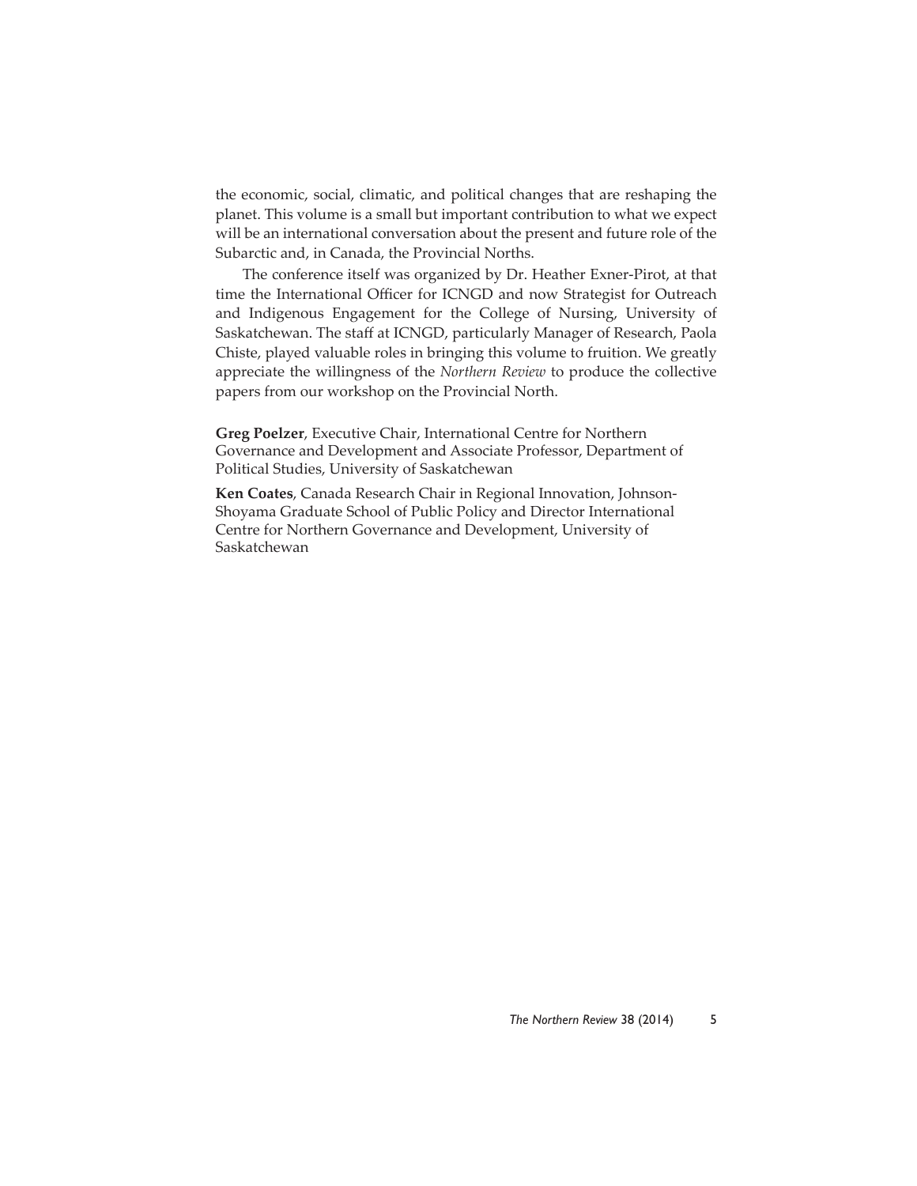the economic, social, climatic, and political changes that are reshaping the planet. This volume is a small but important contribution to what we expect will be an international conversation about the present and future role of the Subarctic and, in Canada, the Provincial Norths.

The conference itself was organized by Dr. Heather Exner-Pirot, at that time the International Officer for ICNGD and now Strategist for Outreach and Indigenous Engagement for the College of Nursing, University of Saskatchewan. The staff at ICNGD, particularly Manager of Research, Paola Chiste, played valuable roles in bringing this volume to fruition. We greatly appreciate the willingness of the *Northern Review* to produce the collective papers from our workshop on the Provincial North.

**Greg Poelzer**, Executive Chair, International Centre for Northern Governance and Development and Associate Professor, Department of Political Studies, University of Saskatchewan

**Ken Coates**, Canada Research Chair in Regional Innovation, Johnson-Shoyama Graduate School of Public Policy and Director International Centre for Northern Governance and Development, University of Saskatchewan